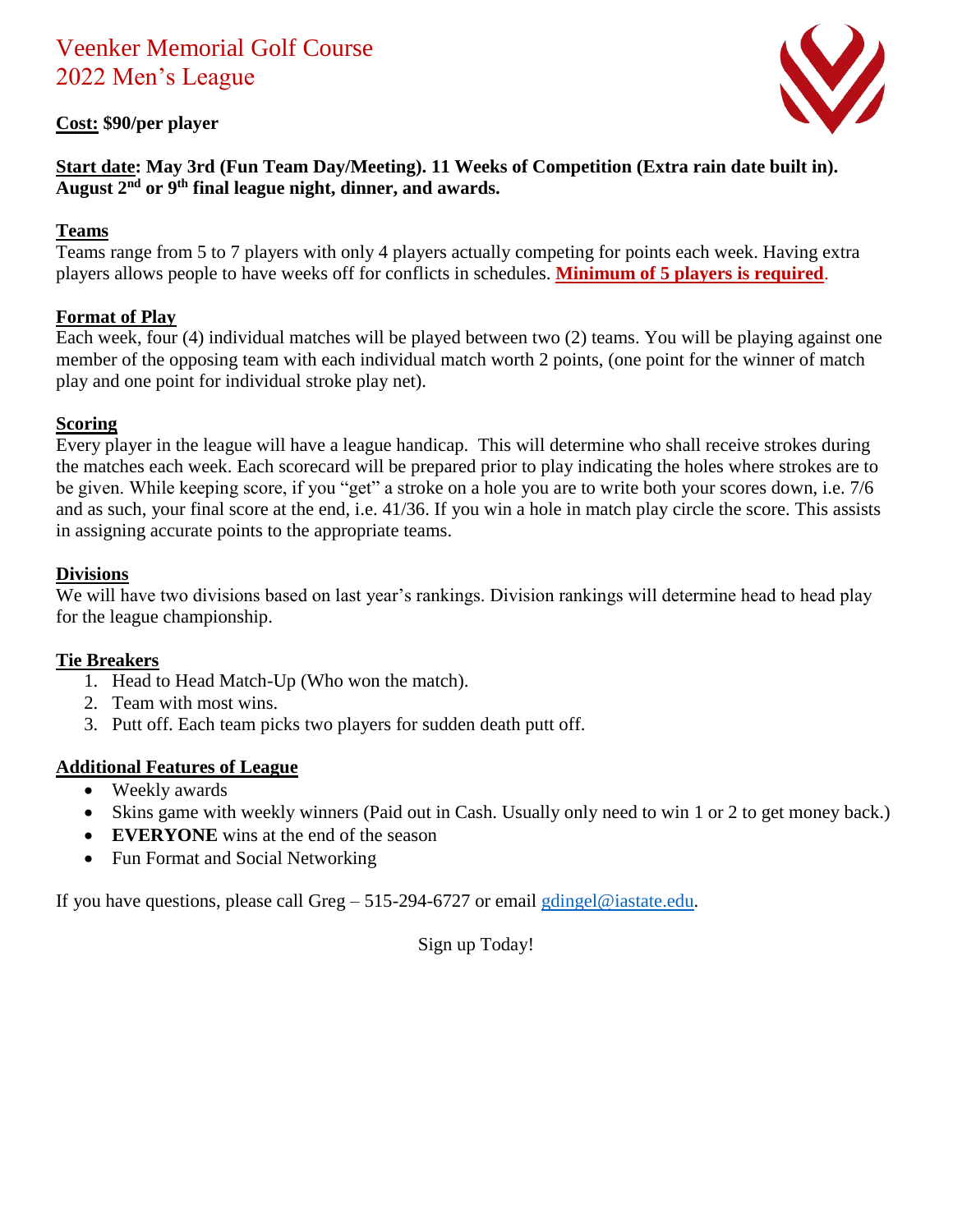# Veenker Memorial Golf Course
# 2022 Men's League

**Cost: $90/per player**

**Start date: May 3rd (Fun Team Day/Meeting). 11 Weeks of Competition (Extra rain date built in). August 2nd or 9th final league night, dinner, and awards.**

## Teams

Teams range from 5 to 7 players with only 4 players actually competing for points each week. Having extra players allows people to have weeks off for conflicts in schedules. **Minimum of 5 players is required**.

## Format of Play

Each week, four (4) individual matches will be played between two (2) teams. You will be playing against one member of the opposing team with each individual match worth 2 points, (one point for the winner of match play and one point for individual stroke play net).

## Scoring

Every player in the league will have a league handicap. This will determine who shall receive strokes during the matches each week. Each scorecard will be prepared prior to play indicating the holes where strokes are to be given. While keeping score, if you "get" a stroke on a hole you are to write both your scores down, i.e. 7/6 and as such, your final score at the end, i.e. 41/36. If you win a hole in match play circle the score. This assists in assigning accurate points to the appropriate teams.

## Divisions

We will have two divisions based on last year's rankings. Division rankings will determine head to head play for the league championship.

## Tie Breakers

1. Head to Head Match-Up (Who won the match).
2. Team with most wins.
3. Putt off. Each team picks two players for sudden death putt off.

## Additional Features of League

- Weekly awards
- Skins game with weekly winners (Paid out in Cash. Usually only need to win 1 or 2 to get money back.)
- **EVERYONE** wins at the end of the season
- Fun Format and Social Networking

If you have questions, please call Greg – 515-294-6727 or email gdingel@iastate.edu.

Sign up Today!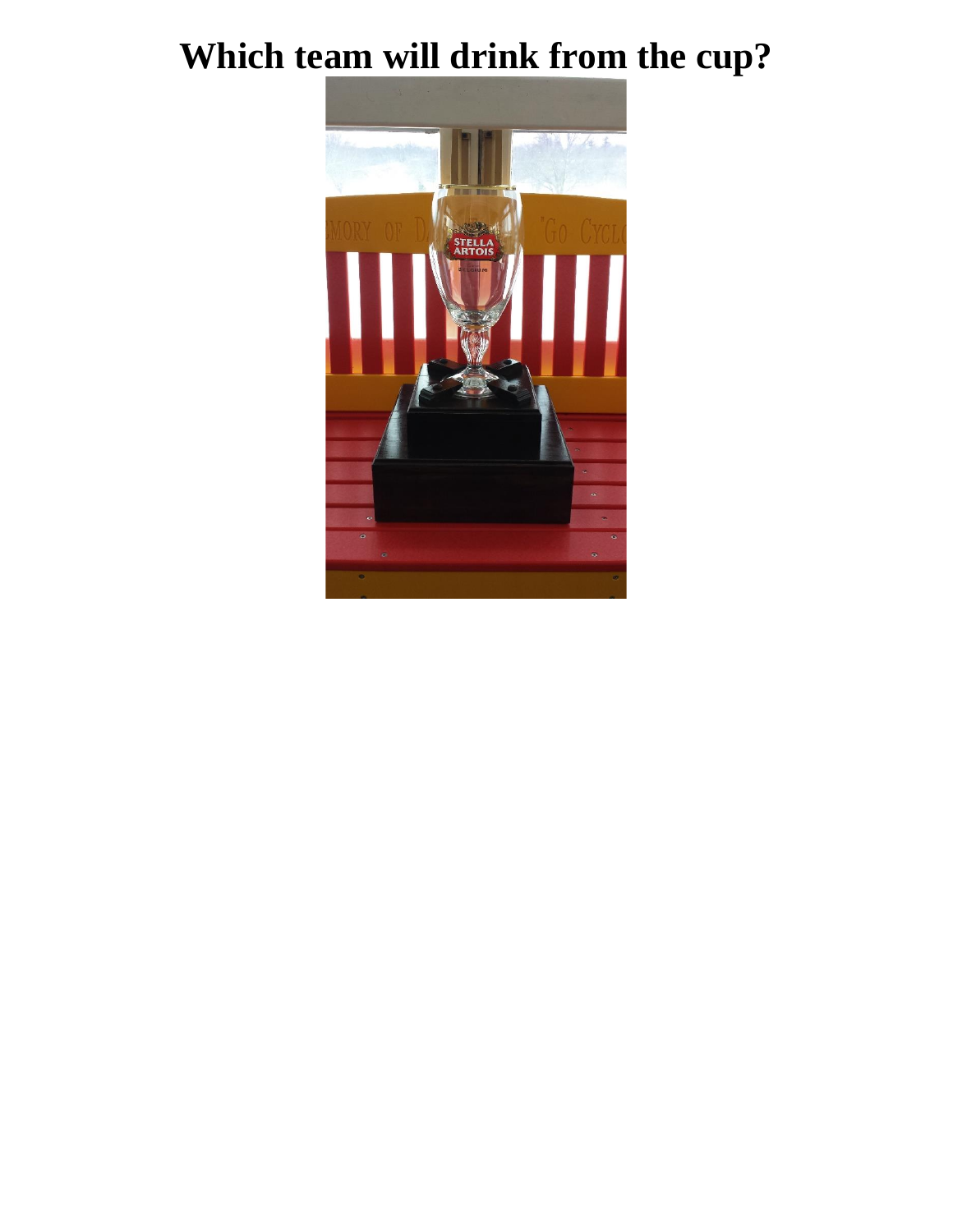# Which team will drink from the cup?